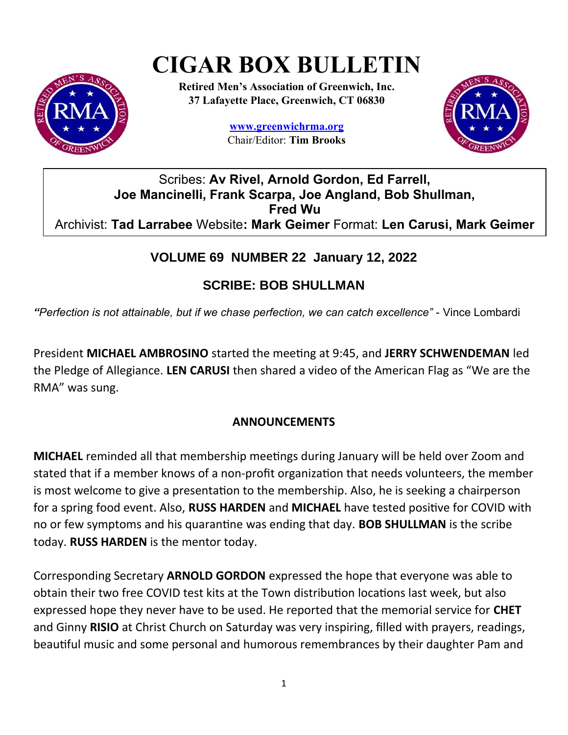# CIGAR BOX BULLETIN

**Retired Men's Association of Greenwich, Inc.**
**37 Lafayette Place, Greenwich, CT 06830**

**www.greenwichrma.org**
Chair/Editor: **Tim Brooks**

Scribes: **Av Rivel, Arnold Gordon, Ed Farrell, Joe Mancinelli, Frank Scarpa, Joe Angland, Bob Shullman, Fred Wu**
Archivist: **Tad Larrabee** Website**: Mark Geimer** Format: **Len Carusi, Mark Geimer**

## VOLUME 69 NUMBER 22 January 12, 2022

## SCRIBE: BOB SHULLMAN

*"Perfection is not attainable, but if we chase perfection, we can catch excellence"* - Vince Lombardi

President **MICHAEL AMBROSINO** started the meeting at 9:45, and **JERRY SCHWENDEMAN** led the Pledge of Allegiance. **LEN CARUSI** then shared a video of the American Flag as "We are the RMA" was sung.

### ANNOUNCEMENTS

**MICHAEL** reminded all that membership meetings during January will be held over Zoom and stated that if a member knows of a non-profit organization that needs volunteers, the member is most welcome to give a presentation to the membership. Also, he is seeking a chairperson for a spring food event. Also, **RUSS HARDEN** and **MICHAEL** have tested positive for COVID with no or few symptoms and his quarantine was ending that day. **BOB SHULLMAN** is the scribe today. **RUSS HARDEN** is the mentor today.

Corresponding Secretary **ARNOLD GORDON** expressed the hope that everyone was able to obtain their two free COVID test kits at the Town distribution locations last week, but also expressed hope they never have to be used. He reported that the memorial service for **CHET** and Ginny **RISIO** at Christ Church on Saturday was very inspiring, filled with prayers, readings, beautiful music and some personal and humorous remembrances by their daughter Pam and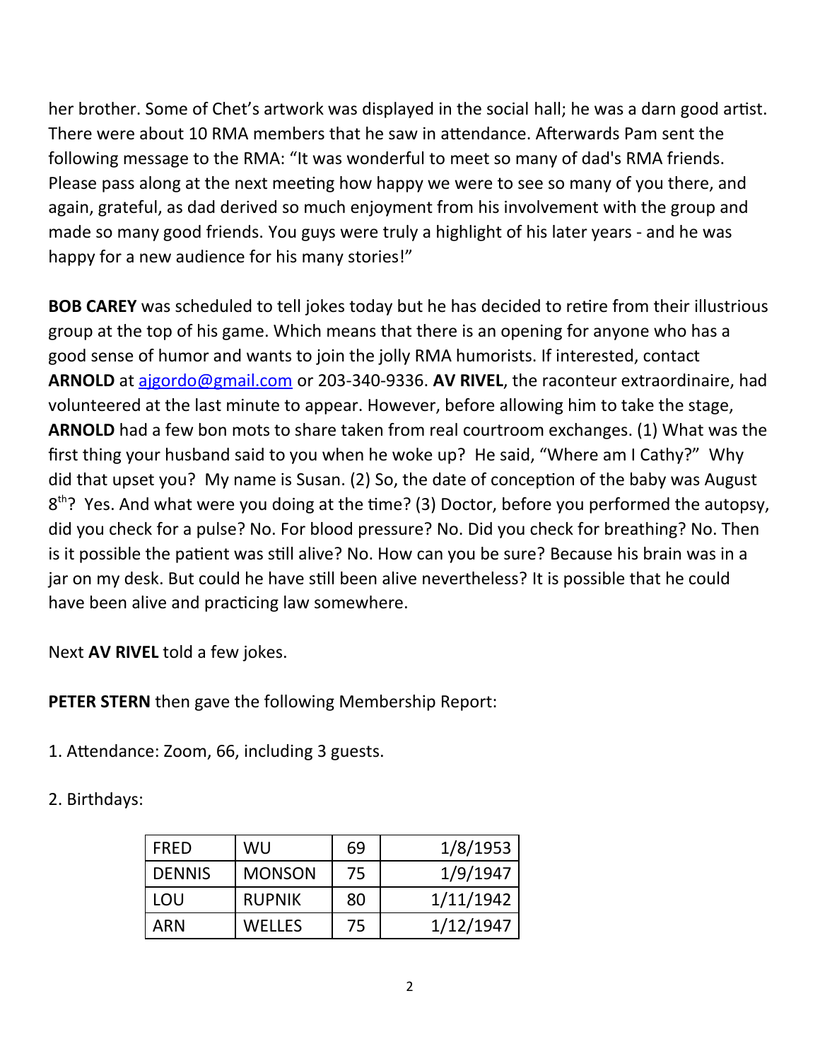her brother. Some of Chet's artwork was displayed in the social hall; he was a darn good artist. There were about 10 RMA members that he saw in attendance. Afterwards Pam sent the following message to the RMA: "It was wonderful to meet so many of dad's RMA friends. Please pass along at the next meeting how happy we were to see so many of you there, and again, grateful, as dad derived so much enjoyment from his involvement with the group and made so many good friends. You guys were truly a highlight of his later years - and he was happy for a new audience for his many stories!"

**BOB CAREY** was scheduled to tell jokes today but he has decided to retire from their illustrious group at the top of his game. Which means that there is an opening for anyone who has a good sense of humor and wants to join the jolly RMA humorists. If interested, contact **ARNOLD** at [ajgordo@gmail.com](mailto:ajgordo@gmail.com) or 203-340-9336. **AV RIVEL**, the raconteur extraordinaire, had volunteered at the last minute to appear. However, before allowing him to take the stage, **ARNOLD** had a few bon mots to share taken from real courtroom exchanges. (1) What was the first thing your husband said to you when he woke up? He said, "Where am I Cathy?" Why did that upset you? My name is Susan. (2) So, the date of conception of the baby was August 8th? Yes. And what were you doing at the time? (3) Doctor, before you performed the autopsy, did you check for a pulse? No. For blood pressure? No. Did you check for breathing? No. Then is it possible the patient was still alive? No. How can you be sure? Because his brain was in a jar on my desk. But could he have still been alive nevertheless? It is possible that he could have been alive and practicing law somewhere.

Next **AV RIVEL** told a few jokes.

**PETER STERN** then gave the following Membership Report:

1. Attendance: Zoom, 66, including 3 guests.

2. Birthdays:

| | | | |
|---|---|---|---|
| FRED | WU | 69 | 1/8/1953 |
| DENNIS | MONSON | 75 | 1/9/1947 |
| LOU | RUPNIK | 80 | 1/11/1942 |
| ARN | WELLES | 75 | 1/12/1947 |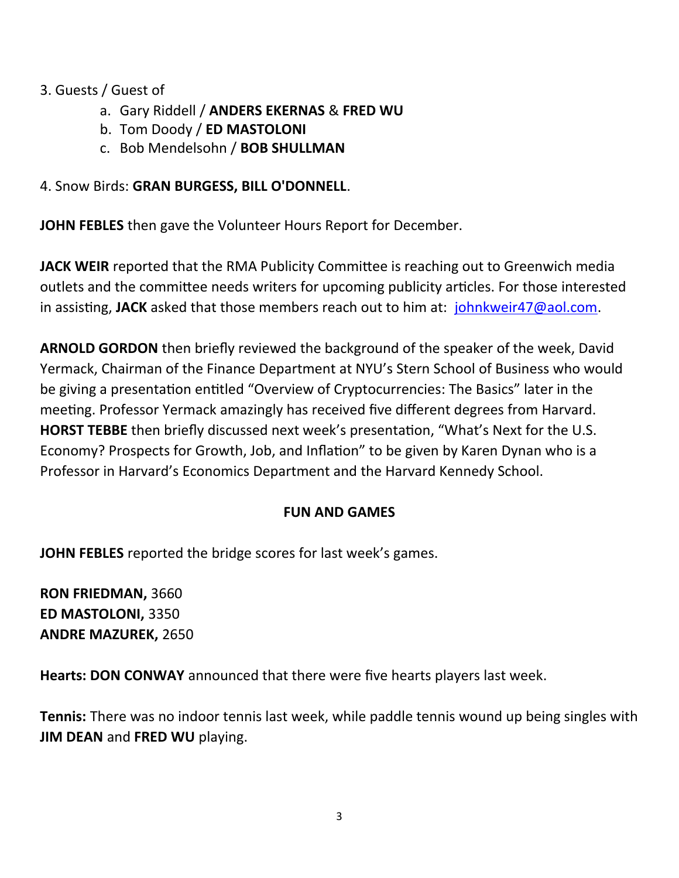3. Guests / Guest of
    a. Gary Riddell / **ANDERS EKERNAS** & **FRED WU**
    b. Tom Doody / **ED MASTOLONI**
    c. Bob Mendelsohn / **BOB SHULLMAN**

4. Snow Birds: **GRAN BURGESS, BILL O'DONNELL**.

**JOHN FEBLES** then gave the Volunteer Hours Report for December.

**JACK WEIR** reported that the RMA Publicity Committee is reaching out to Greenwich media outlets and the committee needs writers for upcoming publicity articles. For those interested in assisting, **JACK** asked that those members reach out to him at: johnkweir47@aol.com.

**ARNOLD GORDON** then briefly reviewed the background of the speaker of the week, David Yermack, Chairman of the Finance Department at NYU's Stern School of Business who would be giving a presentation entitled "Overview of Cryptocurrencies: The Basics" later in the meeting. Professor Yermack amazingly has received five different degrees from Harvard. **HORST TEBBE** then briefly discussed next week's presentation, "What's Next for the U.S. Economy? Prospects for Growth, Job, and Inflation" to be given by Karen Dynan who is a Professor in Harvard's Economics Department and the Harvard Kennedy School.

**FUN AND GAMES**

**JOHN FEBLES** reported the bridge scores for last week's games.

**RON FRIEDMAN,** 3660
**ED MASTOLONI,** 3350
**ANDRE MAZUREK,** 2650

**Hearts: DON CONWAY** announced that there were five hearts players last week.

**Tennis:** There was no indoor tennis last week, while paddle tennis wound up being singles with **JIM DEAN** and **FRED WU** playing.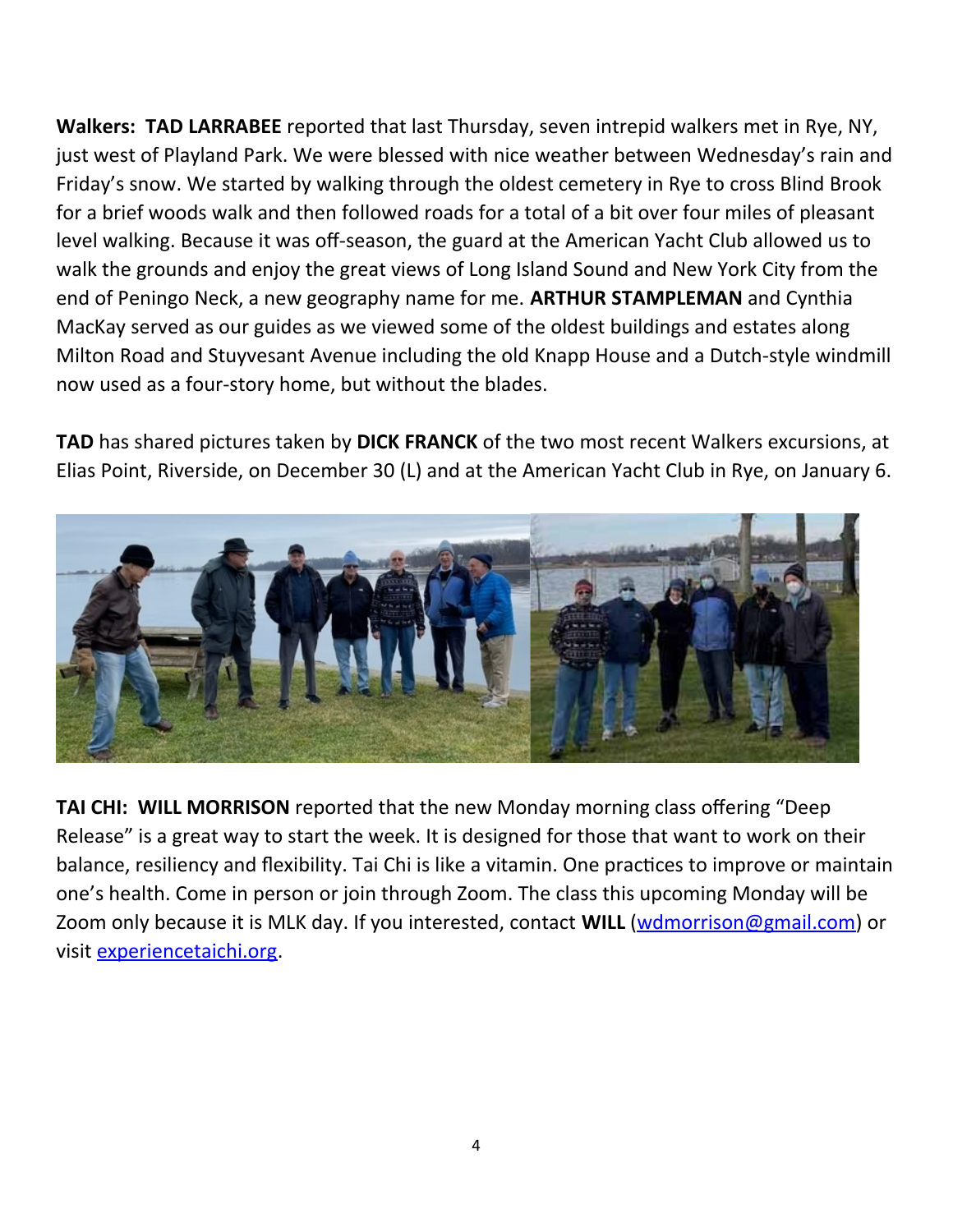**Walkers: TAD LARRABEE** reported that last Thursday, seven intrepid walkers met in Rye, NY, just west of Playland Park. We were blessed with nice weather between Wednesday's rain and Friday's snow. We started by walking through the oldest cemetery in Rye to cross Blind Brook for a brief woods walk and then followed roads for a total of a bit over four miles of pleasant level walking. Because it was off-season, the guard at the American Yacht Club allowed us to walk the grounds and enjoy the great views of Long Island Sound and New York City from the end of Peningo Neck, a new geography name for me. **ARTHUR STAMPLEMAN** and Cynthia MacKay served as our guides as we viewed some of the oldest buildings and estates along Milton Road and Stuyvesant Avenue including the old Knapp House and a Dutch-style windmill now used as a four-story home, but without the blades.

**TAD** has shared pictures taken by **DICK FRANCK** of the two most recent Walkers excursions, at Elias Point, Riverside, on December 30 (L) and at the American Yacht Club in Rye, on January 6.

**TAI CHI: WILL MORRISON** reported that the new Monday morning class offering "Deep Release" is a great way to start the week. It is designed for those that want to work on their balance, resiliency and flexibility. Tai Chi is like a vitamin. One practices to improve or maintain one's health. Come in person or join through Zoom. The class this upcoming Monday will be Zoom only because it is MLK day. If you interested, contact **WILL** (wdmorrison@gmail.com) or visit experiencetaichi.org.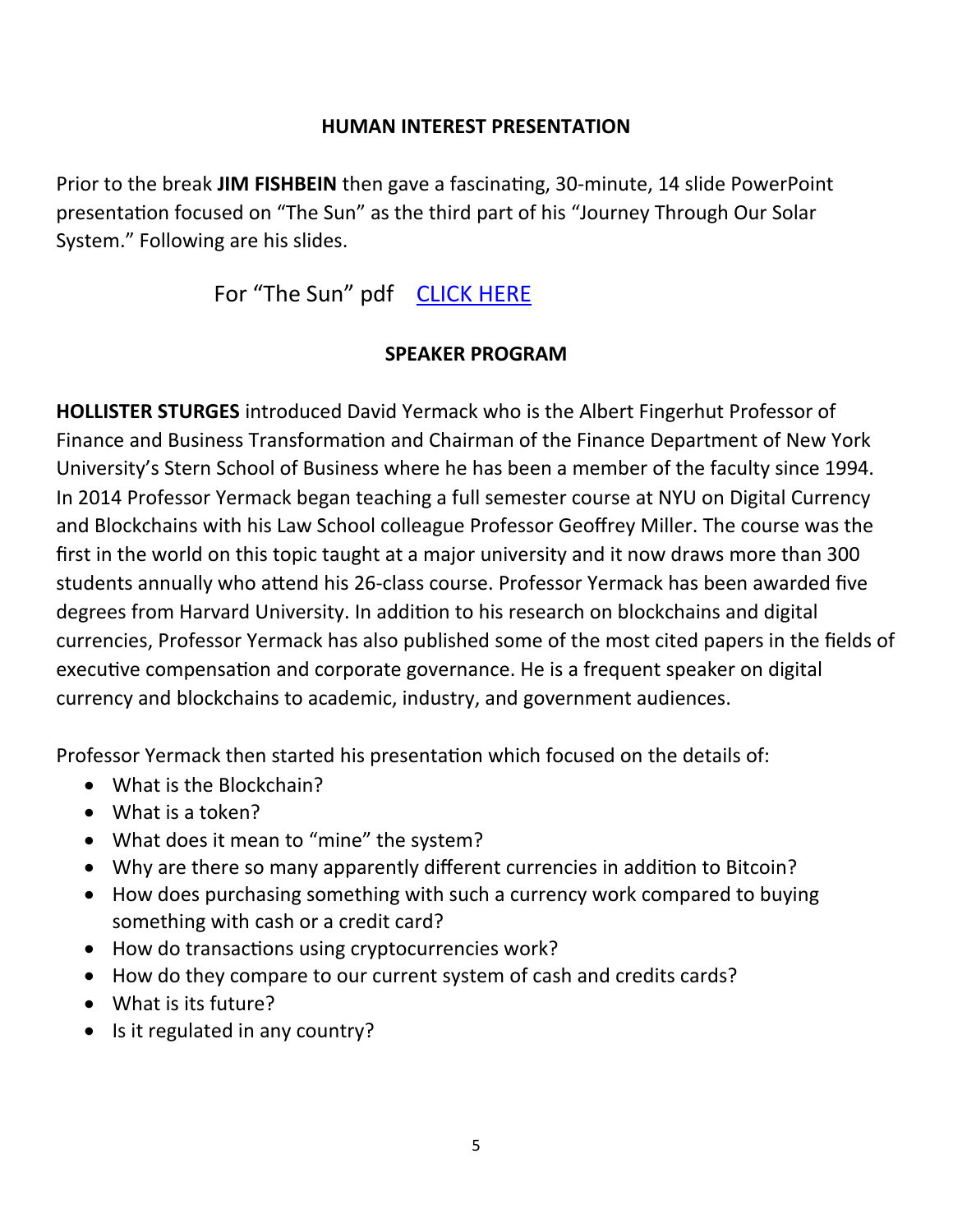## HUMAN INTEREST PRESENTATION

Prior to the break **JIM FISHBEIN** then gave a fascinating, 30-minute, 14 slide PowerPoint presentation focused on "The Sun" as the third part of his "Journey Through Our Solar System." Following are his slides.

For "The Sun" pdf CLICK HERE

## SPEAKER PROGRAM

**HOLLISTER STURGES** introduced David Yermack who is the Albert Fingerhut Professor of Finance and Business Transformation and Chairman of the Finance Department of New York University's Stern School of Business where he has been a member of the faculty since 1994. In 2014 Professor Yermack began teaching a full semester course at NYU on Digital Currency and Blockchains with his Law School colleague Professor Geoffrey Miller. The course was the first in the world on this topic taught at a major university and it now draws more than 300 students annually who attend his 26-class course. Professor Yermack has been awarded five degrees from Harvard University. In addition to his research on blockchains and digital currencies, Professor Yermack has also published some of the most cited papers in the fields of executive compensation and corporate governance. He is a frequent speaker on digital currency and blockchains to academic, industry, and government audiences.

Professor Yermack then started his presentation which focused on the details of:

- What is the Blockchain?
- What is a token?
- What does it mean to "mine" the system?
- Why are there so many apparently different currencies in addition to Bitcoin?
- How does purchasing something with such a currency work compared to buying something with cash or a credit card?
- How do transactions using cryptocurrencies work?
- How do they compare to our current system of cash and credits cards?
- What is its future?
- Is it regulated in any country?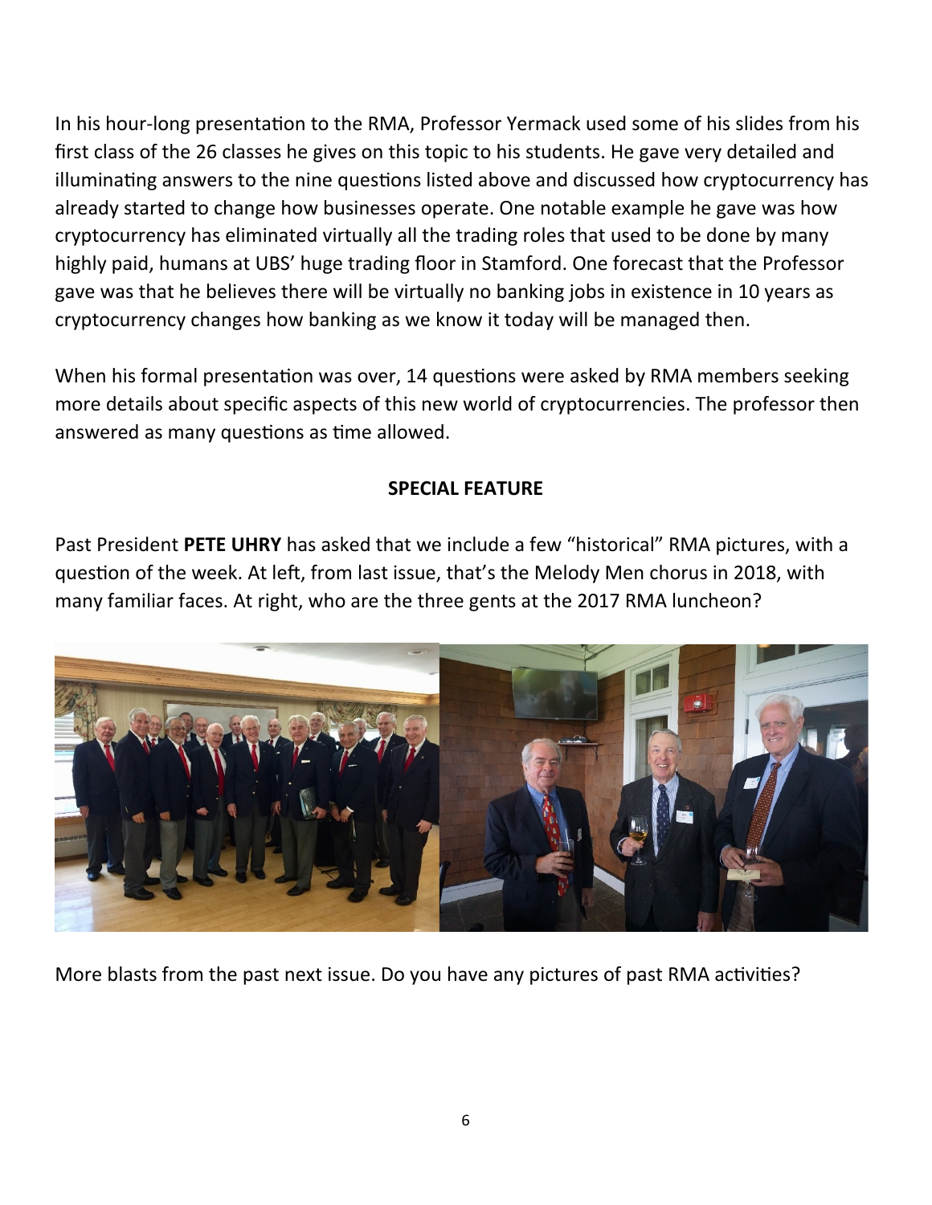In his hour-long presentation to the RMA, Professor Yermack used some of his slides from his first class of the 26 classes he gives on this topic to his students. He gave very detailed and illuminating answers to the nine questions listed above and discussed how cryptocurrency has already started to change how businesses operate. One notable example he gave was how cryptocurrency has eliminated virtually all the trading roles that used to be done by many highly paid, humans at UBS' huge trading floor in Stamford. One forecast that the Professor gave was that he believes there will be virtually no banking jobs in existence in 10 years as cryptocurrency changes how banking as we know it today will be managed then.

When his formal presentation was over, 14 questions were asked by RMA members seeking more details about specific aspects of this new world of cryptocurrencies. The professor then answered as many questions as time allowed.

## SPECIAL FEATURE

Past President **PETE UHRY** has asked that we include a few "historical" RMA pictures, with a question of the week. At left, from last issue, that's the Melody Men chorus in 2018, with many familiar faces. At right, who are the three gents at the 2017 RMA luncheon?

More blasts from the past next issue. Do you have any pictures of past RMA activities?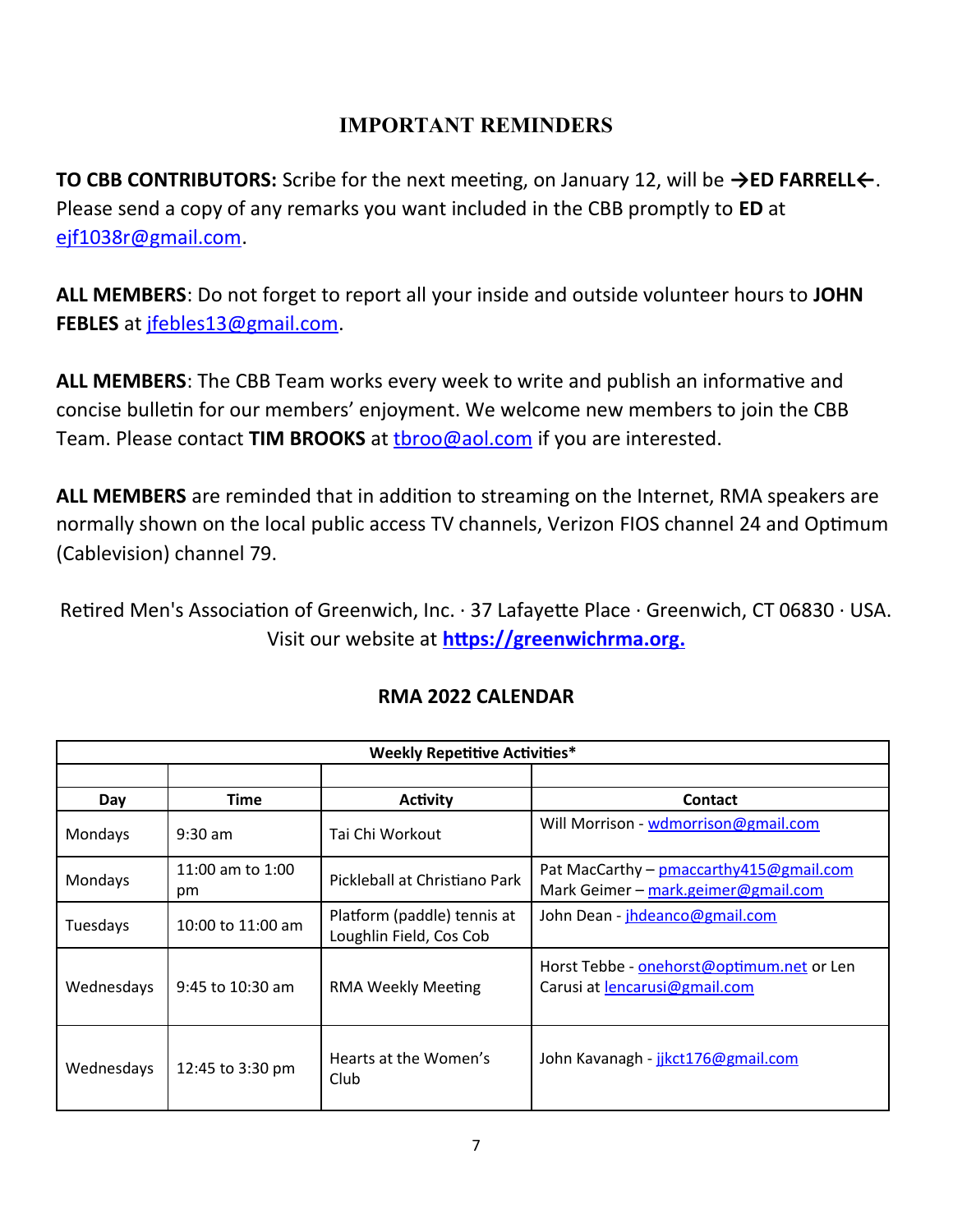## IMPORTANT REMINDERS

**TO CBB CONTRIBUTORS:** Scribe for the next meeting, on January 12, will be **→ED FARRELL←**. Please send a copy of any remarks you want included in the CBB promptly to **ED** at ejf1038r@gmail.com.

**ALL MEMBERS**: Do not forget to report all your inside and outside volunteer hours to **JOHN FEBLES** at jfebles13@gmail.com.

**ALL MEMBERS**: The CBB Team works every week to write and publish an informative and concise bulletin for our members' enjoyment. We welcome new members to join the CBB Team. Please contact **TIM BROOKS** at tbroo@aol.com if you are interested.

**ALL MEMBERS** are reminded that in addition to streaming on the Internet, RMA speakers are normally shown on the local public access TV channels, Verizon FIOS channel 24 and Optimum (Cablevision) channel 79.

Retired Men's Association of Greenwich, Inc. · 37 Lafayette Place · Greenwich, CT 06830 · USA.
Visit our website at **https://greenwichrma.org.**

## RMA 2022 CALENDAR

| **Weekly Repetitive Activities*** | | | |
|---|---|---|---|
| | | | |
| **Day** | **Time** | **Activity** | **Contact** |
| Mondays | 9:30 am | Tai Chi Workout | Will Morrison - wdmorrison@gmail.com |
| Mondays | 11:00 am to 1:00 pm | Pickleball at Christiano Park | Pat MacCarthy – pmaccarthy415@gmail.com Mark Geimer – mark.geimer@gmail.com |
| Tuesdays | 10:00 to 11:00 am | Platform (paddle) tennis at Loughlin Field, Cos Cob | John Dean - jhdeanco@gmail.com |
| Wednesdays | 9:45 to 10:30 am | RMA Weekly Meeting | Horst Tebbe - onehorst@optimum.net or Len Carusi at lencarusi@gmail.com |
| Wednesdays | 12:45 to 3:30 pm | Hearts at the Women's Club | John Kavanagh - jjkct176@gmail.com |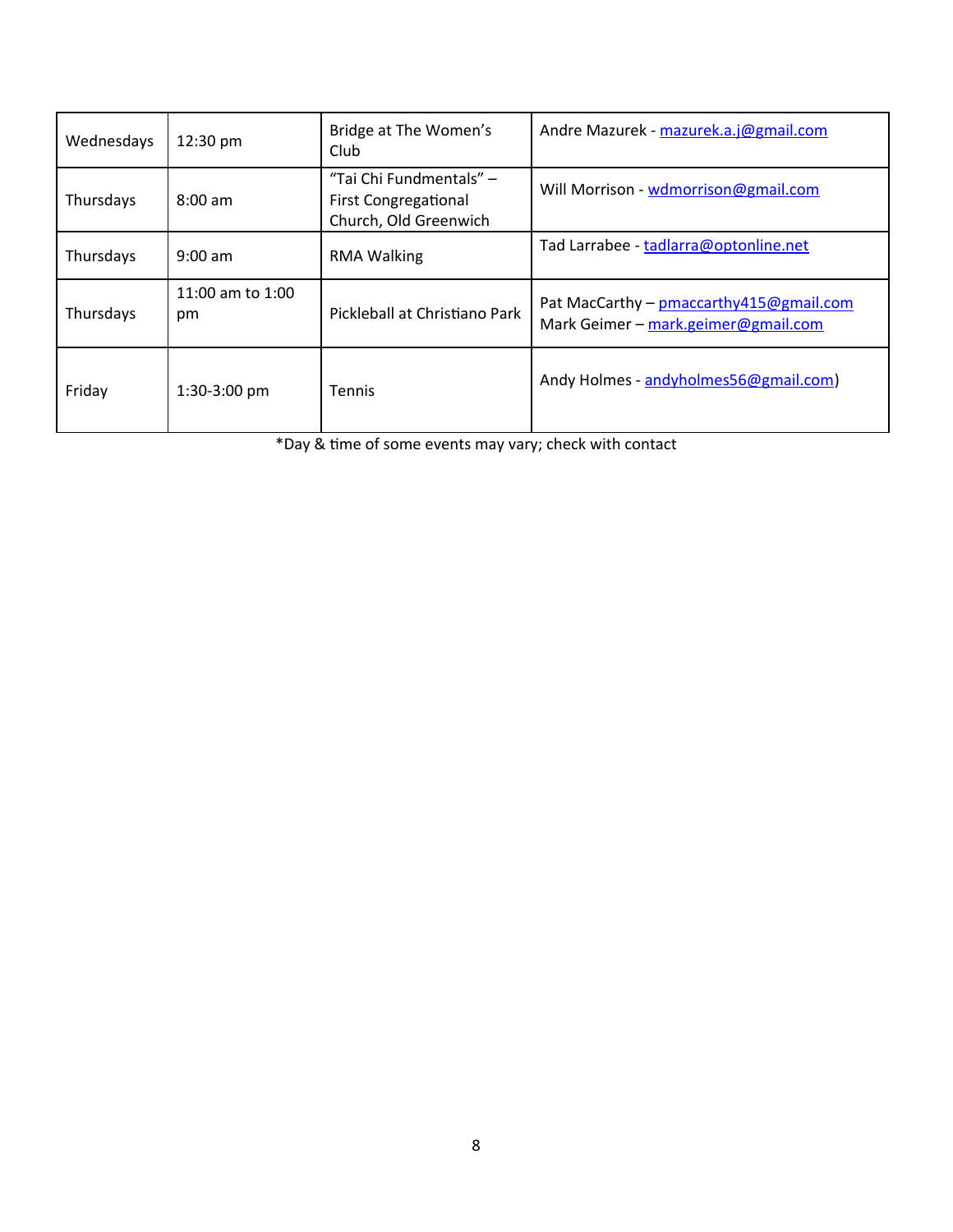| | | | |
|---|---|---|---|
| Wednesdays | 12:30 pm | Bridge at The Women's Club | Andre Mazurek - mazurek.a.j@gmail.com |
| Thursdays | 8:00 am | "Tai Chi Fundmentals" – First Congregational Church, Old Greenwich | Will Morrison - wdmorrison@gmail.com |
| Thursdays | 9:00 am | RMA Walking | Tad Larrabee - tadlarra@optonline.net |
| Thursdays | 11:00 am to 1:00 pm | Pickleball at Christiano Park | Pat MacCarthy – pmaccarthy415@gmail.com<br>Mark Geimer – mark.geimer@gmail.com |
| Friday | 1:30-3:00 pm | Tennis | Andy Holmes - andyholmes56@gmail.com) |

*Day & time of some events may vary; check with contact